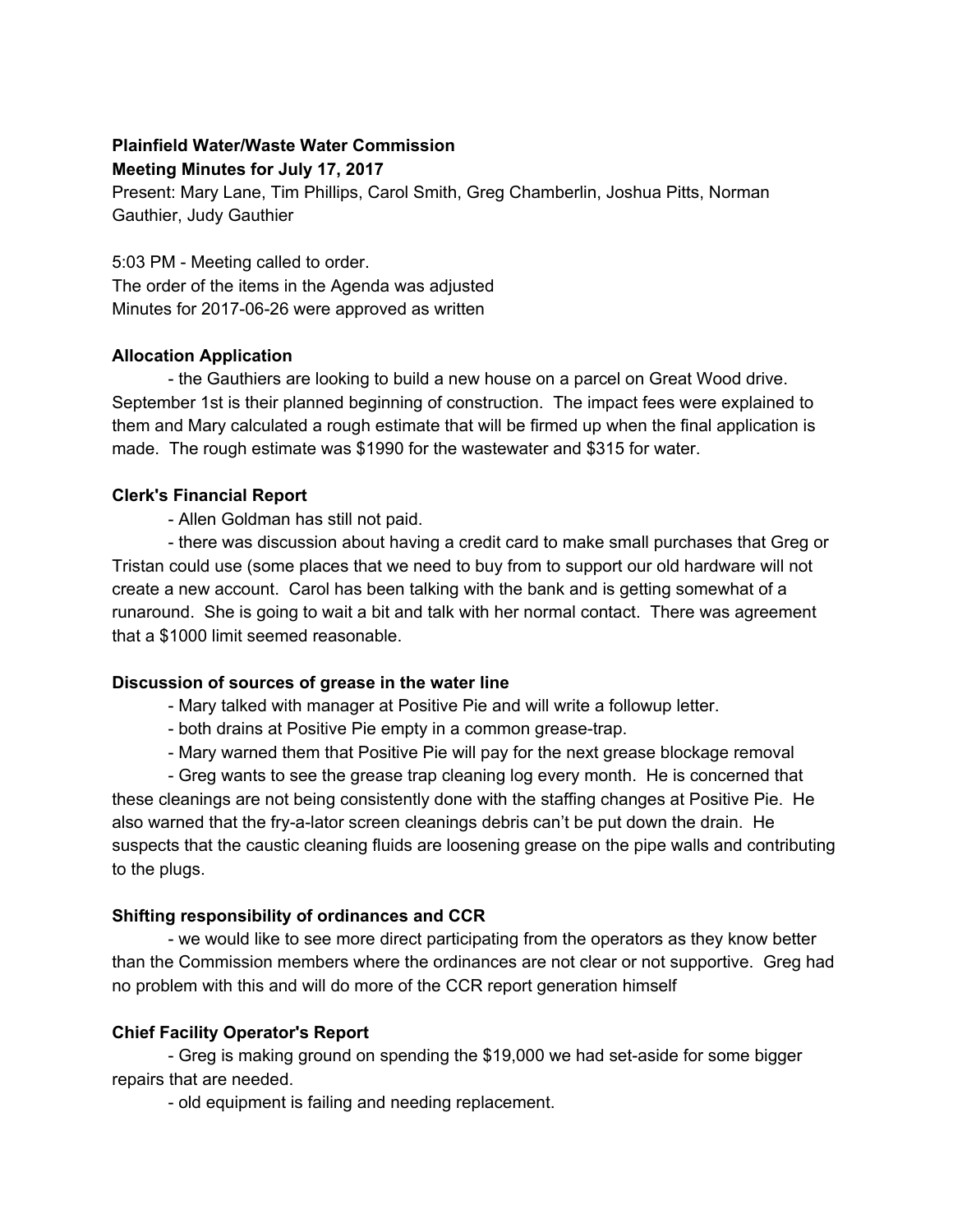**Plainfield Water/Waste Water Commission**
**Meeting Minutes for July 17, 2017**

Present: Mary Lane, Tim Phillips, Carol Smith, Greg Chamberlin, Joshua Pitts, Norman Gauthier, Judy Gauthier

5:03 PM - Meeting called to order.
The order of the items in the Agenda was adjusted
Minutes for 2017-06-26 were approved as written

**Allocation Application**

- the Gauthiers are looking to build a new house on a parcel on Great Wood drive. September 1st is their planned beginning of construction. The impact fees were explained to them and Mary calculated a rough estimate that will be firmed up when the final application is made. The rough estimate was $1990 for the wastewater and $315 for water.

**Clerk's Financial Report**

- Allen Goldman has still not paid.
- there was discussion about having a credit card to make small purchases that Greg or Tristan could use (some places that we need to buy from to support our old hardware will not create a new account. Carol has been talking with the bank and is getting somewhat of a runaround. She is going to wait a bit and talk with her normal contact. There was agreement that a $1000 limit seemed reasonable.

**Discussion of sources of grease in the water line**

- Mary talked with manager at Positive Pie and will write a followup letter.
- both drains at Positive Pie empty in a common grease-trap.
- Mary warned them that Positive Pie will pay for the next grease blockage removal
- Greg wants to see the grease trap cleaning log every month. He is concerned that these cleanings are not being consistently done with the staffing changes at Positive Pie. He also warned that the fry-a-lator screen cleanings debris can't be put down the drain. He suspects that the caustic cleaning fluids are loosening grease on the pipe walls and contributing to the plugs.

**Shifting responsibility of ordinances and CCR**

- we would like to see more direct participating from the operators as they know better than the Commission members where the ordinances are not clear or not supportive. Greg had no problem with this and will do more of the CCR report generation himself

**Chief Facility Operator's Report**

- Greg is making ground on spending the $19,000 we had set-aside for some bigger repairs that are needed.
- old equipment is failing and needing replacement.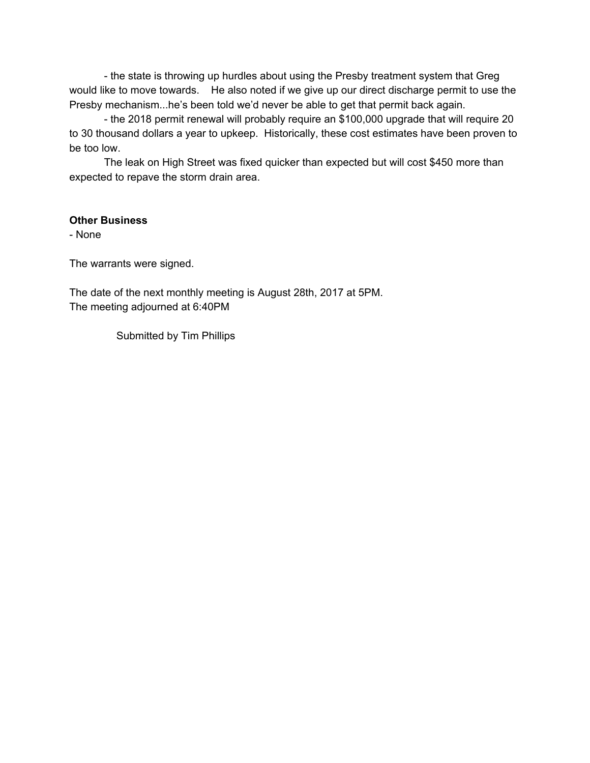- the state is throwing up hurdles about using the Presby treatment system that Greg would like to move towards. He also noted if we give up our direct discharge permit to use the Presby mechanism...he's been told we'd never be able to get that permit back again.

- the 2018 permit renewal will probably require an $100,000 upgrade that will require 20 to 30 thousand dollars a year to upkeep. Historically, these cost estimates have been proven to be too low.

The leak on High Street was fixed quicker than expected but will cost $450 more than expected to repave the storm drain area.

**Other Business**

- None

The warrants were signed.

The date of the next monthly meeting is August 28th, 2017 at 5PM.
The meeting adjourned at 6:40PM

Submitted by Tim Phillips